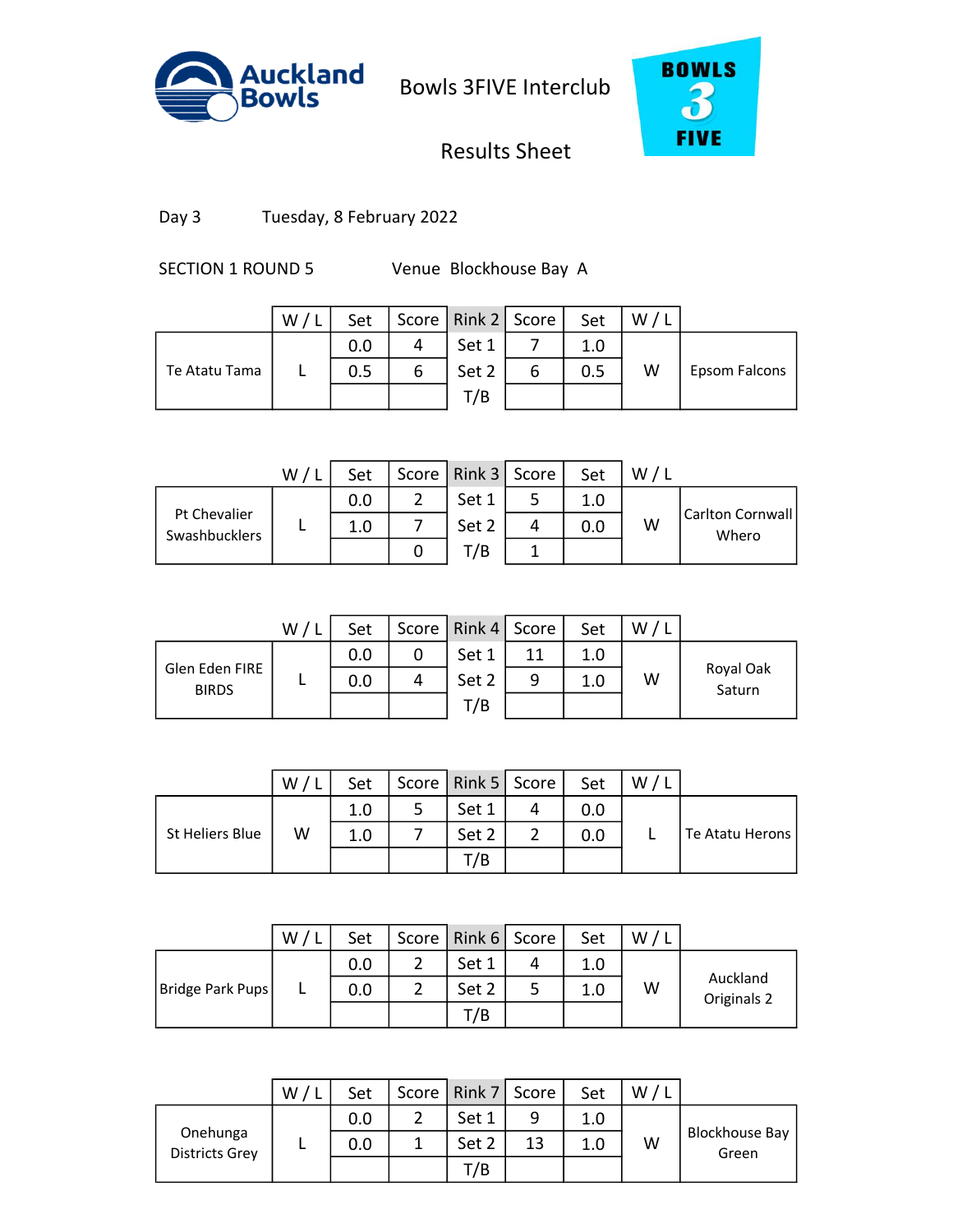Auckland Bowls

# Bowls 3FIVE Interclub

## Results Sheet

BOWLS 3 FIVE

Day 3 Tuesday, 8 February 2022

SECTION 1 ROUND 5 Venue Blockhouse Bay A

| | W / L | Set | Score | Rink 2 | Score | Set | W / L | |
|---|---|---|---|---|---|---|---|---|
| Te Atatu Tama | L | 0.0 | 4 | Set 1 | 7 | 1.0 | W | Epsom Falcons |
| | | 0.5 | 6 | Set 2 | 6 | 0.5 | | |
| | | | | T/B | | | | |

| | W / L | Set | Score | Rink 3 | Score | Set | W / L | |
|---|---|---|---|---|---|---|---|---|
| Pt Chevalier Swashbucklers | L | 0.0 | 2 | Set 1 | 5 | 1.0 | W | Carlton Cornwall Whero |
| | | 1.0 | 7 | Set 2 | 4 | 0.0 | | |
| | | | 0 | T/B | 1 | | | |

| | W / L | Set | Score | Rink 4 | Score | Set | W / L | |
|---|---|---|---|---|---|---|---|---|
| Glen Eden FIRE BIRDS | L | 0.0 | 0 | Set 1 | 11 | 1.0 | W | Royal Oak Saturn |
| | | 0.0 | 4 | Set 2 | 9 | 1.0 | | |
| | | | | T/B | | | | |

| | W / L | Set | Score | Rink 5 | Score | Set | W / L | |
|---|---|---|---|---|---|---|---|---|
| St Heliers Blue | W | 1.0 | 5 | Set 1 | 4 | 0.0 | L | Te Atatu Herons |
| | | 1.0 | 7 | Set 2 | 2 | 0.0 | | |
| | | | | T/B | | | | |

| | W / L | Set | Score | Rink 6 | Score | Set | W / L | |
|---|---|---|---|---|---|---|---|---|
| Bridge Park Pups | L | 0.0 | 2 | Set 1 | 4 | 1.0 | W | Auckland Originals 2 |
| | | 0.0 | 2 | Set 2 | 5 | 1.0 | | |
| | | | | T/B | | | | |

| | W / L | Set | Score | Rink 7 | Score | Set | W / L | |
|---|---|---|---|---|---|---|---|---|
| Onehunga Districts Grey | L | 0.0 | 2 | Set 1 | 9 | 1.0 | W | Blockhouse Bay Green |
| | | 0.0 | 1 | Set 2 | 13 | 1.0 | | |
| | | | | T/B | | | | |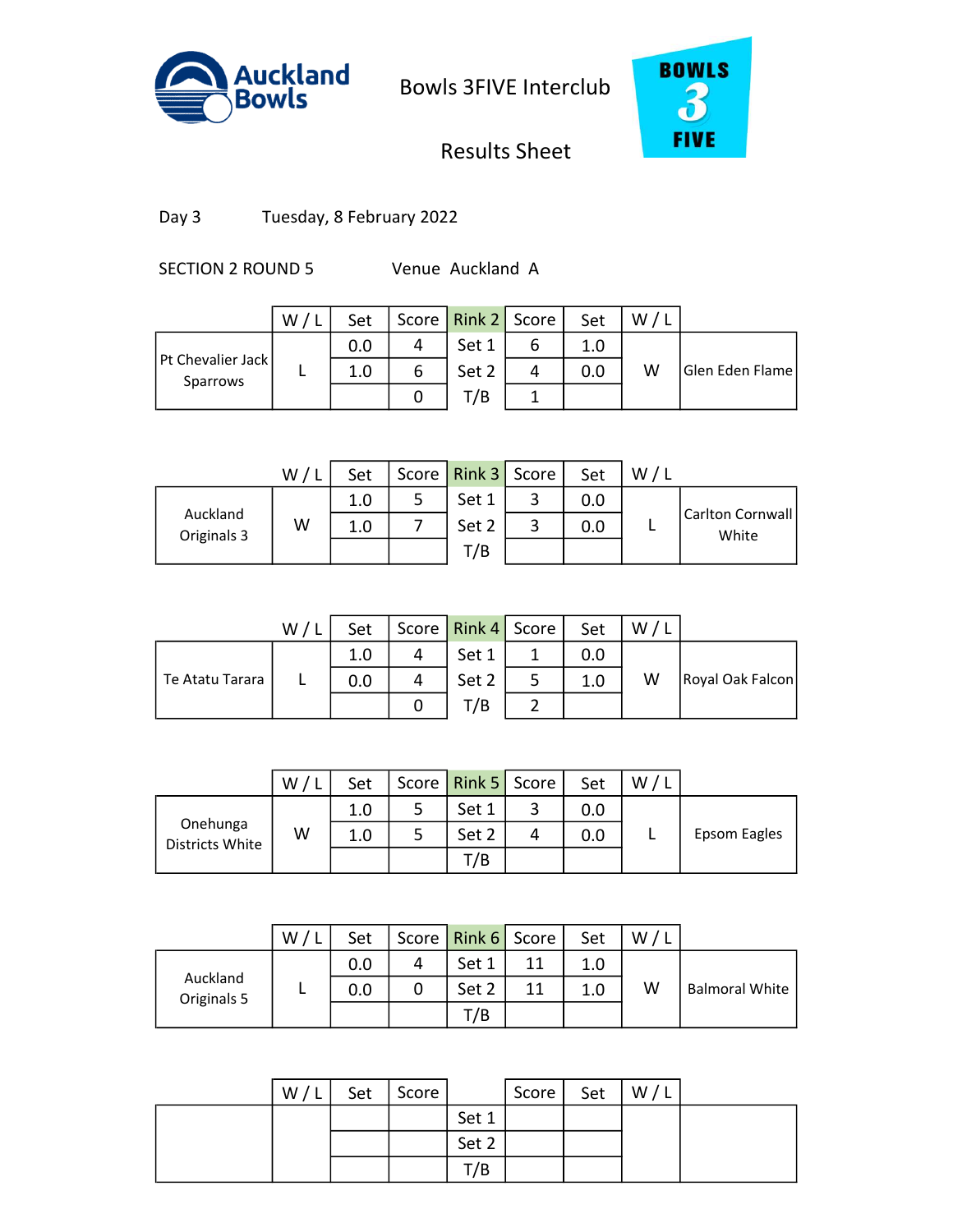Auckland Bowls

Bowls 3FIVE Interclub

Results Sheet

BOWLS 3 FIVE

Day 3 Tuesday, 8 February 2022

SECTION 2 ROUND 5 Venue Auckland A

| | W / L | Set | Score | Rink 2 | Score | Set | W / L | |
|---|---|---|---|---|---|---|---|---|
| Pt Chevalier Jack Sparrows | L | 0.0 | 4 | Set 1 | 6 | 1.0 | W | Glen Eden Flame |
| | | 1.0 | 6 | Set 2 | 4 | 0.0 | | |
| | | | 0 | T/B | 1 | | | |

| | W / L | Set | Score | Rink 3 | Score | Set | W / L | |
|---|---|---|---|---|---|---|---|---|
| Auckland Originals 3 | W | 1.0 | 5 | Set 1 | 3 | 0.0 | L | Carlton Cornwall White |
| | | 1.0 | 7 | Set 2 | 3 | 0.0 | | |
| | | | | T/B | | | | |

| | W / L | Set | Score | Rink 4 | Score | Set | W / L | |
|---|---|---|---|---|---|---|---|---|
| Te Atatu Tarara | L | 1.0 | 4 | Set 1 | 1 | 0.0 | W | Royal Oak Falcon |
| | | 0.0 | 4 | Set 2 | 5 | 1.0 | | |
| | | | 0 | T/B | 2 | | | |

| | W / L | Set | Score | Rink 5 | Score | Set | W / L | |
|---|---|---|---|---|---|---|---|---|
| Onehunga Districts White | W | 1.0 | 5 | Set 1 | 3 | 0.0 | L | Epsom Eagles |
| | | 1.0 | 5 | Set 2 | 4 | 0.0 | | |
| | | | | T/B | | | | |

| | W / L | Set | Score | Rink 6 | Score | Set | W / L | |
|---|---|---|---|---|---|---|---|---|
| Auckland Originals 5 | L | 0.0 | 4 | Set 1 | 11 | 1.0 | W | Balmoral White |
| | | 0.0 | 0 | Set 2 | 11 | 1.0 | | |
| | | | | T/B | | | | |

| | W / L | Set | Score | | Score | Set | W / L | |
|---|---|---|---|---|---|---|---|---|
| | | | | Set 1 | | | | |
| | | | | Set 2 | | | | |
| | | | | T/B | | | | |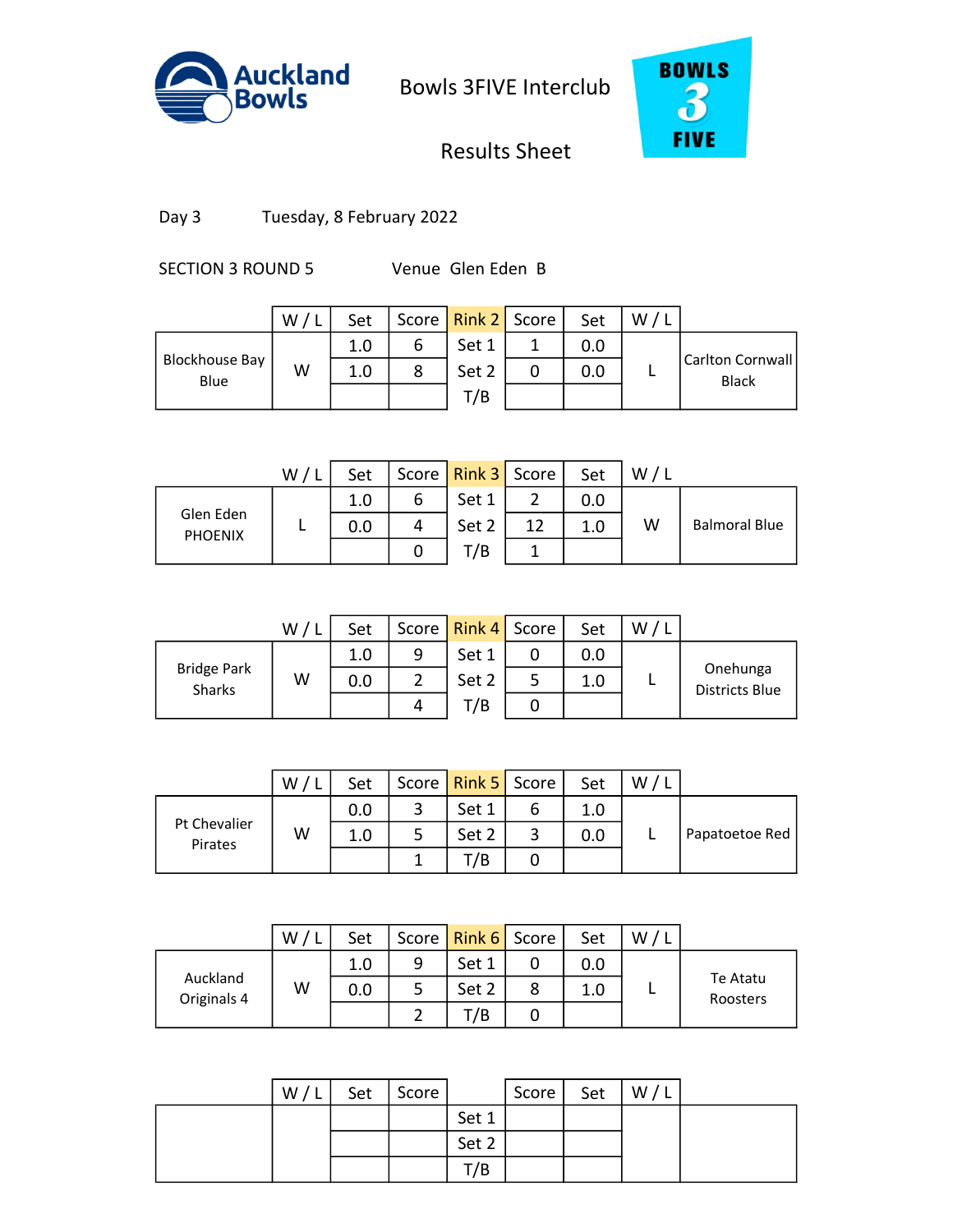# Auckland Bowls

## Bowls 3FIVE Interclub

## Results Sheet

Day 3 Tuesday, 8 February 2022

SECTION 3 ROUND 5 Venue Glen Eden B

| | W / L | Set | Score | Rink 2 | Score | Set | W / L | |
|---|---|---|---|---|---|---|---|---|
| Blockhouse Bay Blue | W | 1.0 | 6 | Set 1 | 1 | 0.0 | L | Carlton Cornwall Black |
| | | 1.0 | 8 | Set 2 | 0 | 0.0 | | |
| | | | | T/B | | | | |

| | W / L | Set | Score | Rink 3 | Score | Set | W / L | |
|---|---|---|---|---|---|---|---|---|
| Glen Eden PHOENIX | L | 1.0 | 6 | Set 1 | 2 | 0.0 | W | Balmoral Blue |
| | | 0.0 | 4 | Set 2 | 12 | 1.0 | | |
| | | | 0 | T/B | 1 | | | |

| | W / L | Set | Score | Rink 4 | Score | Set | W / L | |
|---|---|---|---|---|---|---|---|---|
| Bridge Park Sharks | W | 1.0 | 9 | Set 1 | 0 | 0.0 | L | Onehunga Districts Blue |
| | | 0.0 | 2 | Set 2 | 5 | 1.0 | | |
| | | | 4 | T/B | 0 | | | |

| | W / L | Set | Score | Rink 5 | Score | Set | W / L | |
|---|---|---|---|---|---|---|---|---|
| Pt Chevalier Pirates | W | 0.0 | 3 | Set 1 | 6 | 1.0 | L | Papatoetoe Red |
| | | 1.0 | 5 | Set 2 | 3 | 0.0 | | |
| | | | 1 | T/B | 0 | | | |

| | W / L | Set | Score | Rink 6 | Score | Set | W / L | |
|---|---|---|---|---|---|---|---|---|
| Auckland Originals 4 | W | 1.0 | 9 | Set 1 | 0 | 0.0 | L | Te Atatu Roosters |
| | | 0.0 | 5 | Set 2 | 8 | 1.0 | | |
| | | | 2 | T/B | 0 | | | |

| | W / L | Set | Score | | Score | Set | W / L | |
|---|---|---|---|---|---|---|---|---|
| | | | | Set 1 | | | | |
| | | | | Set 2 | | | | |
| | | | | T/B | | | | |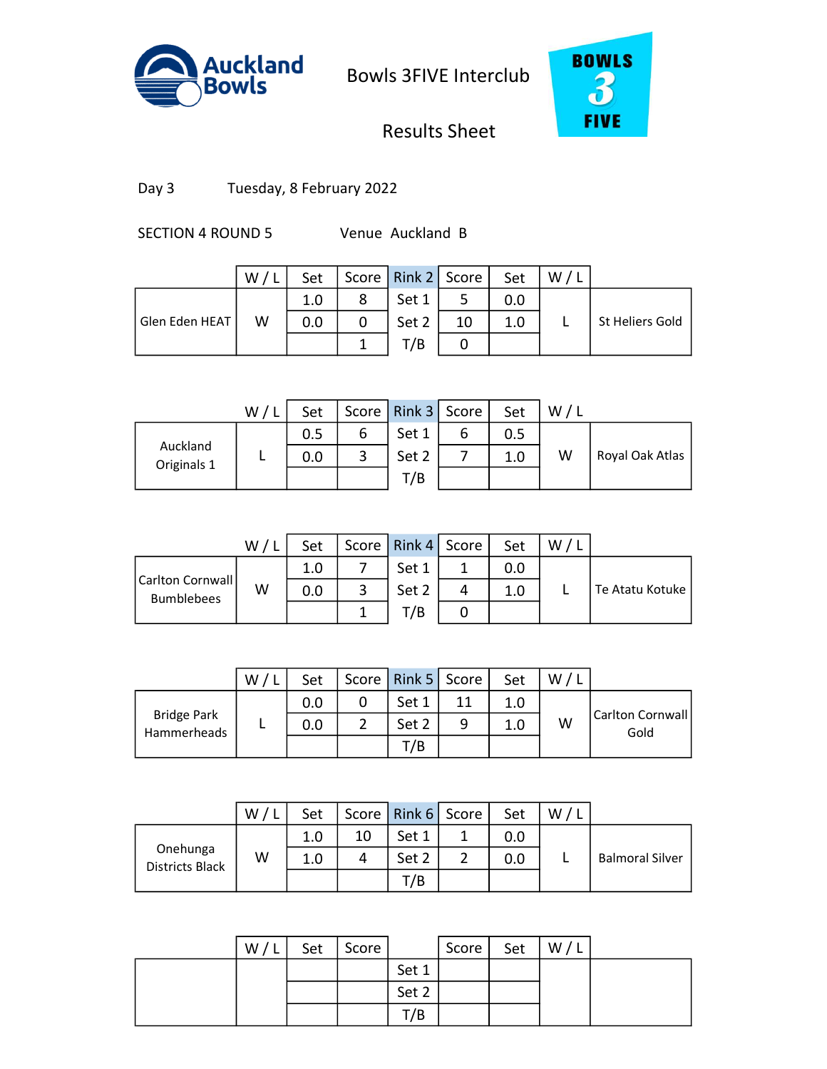Auckland Bowls

# Bowls 3FIVE Interclub

## Results Sheet

BOWLS 3 FIVE

Day 3 Tuesday, 8 February 2022

SECTION 4 ROUND 5 Venue Auckland B

| | W / L | Set | Score | Rink 2 | Score | Set | W / L | |
|---|---|---|---|---|---|---|---|---|
| Glen Eden HEAT | W | 1.0 | 8 | Set 1 | 5 | 0.0 | L | St Heliers Gold |
| | | 0.0 | 0 | Set 2 | 10 | 1.0 | | |
| | | | 1 | T/B | 0 | | | |

| | W / L | Set | Score | Rink 3 | Score | Set | W / L | |
|---|---|---|---|---|---|---|---|---|
| Auckland Originals 1 | L | 0.5 | 6 | Set 1 | 6 | 0.5 | W | Royal Oak Atlas |
| | | 0.0 | 3 | Set 2 | 7 | 1.0 | | |
| | | | | T/B | | | | |

| | W / L | Set | Score | Rink 4 | Score | Set | W / L | |
|---|---|---|---|---|---|---|---|---|
| Carlton Cornwall Bumblebees | W | 1.0 | 7 | Set 1 | 1 | 0.0 | L | Te Atatu Kotuke |
| | | 0.0 | 3 | Set 2 | 4 | 1.0 | | |
| | | | 1 | T/B | 0 | | | |

| | W / L | Set | Score | Rink 5 | Score | Set | W / L | |
|---|---|---|---|---|---|---|---|---|
| Bridge Park Hammerheads | L | 0.0 | 0 | Set 1 | 11 | 1.0 | W | Carlton Cornwall Gold |
| | | 0.0 | 2 | Set 2 | 9 | 1.0 | | |
| | | | | T/B | | | | |

| | W / L | Set | Score | Rink 6 | Score | Set | W / L | |
|---|---|---|---|---|---|---|---|---|
| Onehunga Districts Black | W | 1.0 | 10 | Set 1 | 1 | 0.0 | L | Balmoral Silver |
| | | 1.0 | 4 | Set 2 | 2 | 0.0 | | |
| | | | | T/B | | | | |

| | W / L | Set | Score | | Score | Set | W / L | |
|---|---|---|---|---|---|---|---|---|
| | | | | Set 1 | | | | |
| | | | | Set 2 | | | | |
| | | | | T/B | | | | |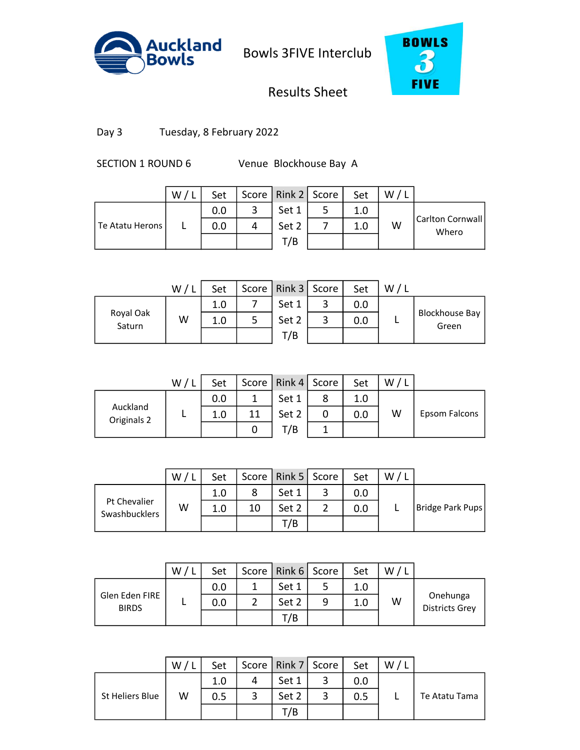Auckland Bowls

# Bowls 3FIVE Interclub

## Results Sheet

BOWLS 3 FIVE

Day 3 Tuesday, 8 February 2022

SECTION 1 ROUND 6 Venue Blockhouse Bay A

| | W / L | Set | Score | Rink 2 | Score | Set | W / L | |
|---|---|---|---|---|---|---|---|---|
| Te Atatu Herons | L | 0.0 | 3 | Set 1 | 5 | 1.0 | W | Carlton Cornwall Whero |
| | | 0.0 | 4 | Set 2 | 7 | 1.0 | | |
| | | | | T/B | | | | |

| | W / L | Set | Score | Rink 3 | Score | Set | W / L | |
|---|---|---|---|---|---|---|---|---|
| Royal Oak Saturn | W | 1.0 | 7 | Set 1 | 3 | 0.0 | L | Blockhouse Bay Green |
| | | 1.0 | 5 | Set 2 | 3 | 0.0 | | |
| | | | | T/B | | | | |

| | W / L | Set | Score | Rink 4 | Score | Set | W / L | |
|---|---|---|---|---|---|---|---|---|
| Auckland Originals 2 | L | 0.0 | 1 | Set 1 | 8 | 1.0 | W | Epsom Falcons |
| | | 1.0 | 11 | Set 2 | 0 | 0.0 | | |
| | | | 0 | T/B | 1 | | | |

| | W / L | Set | Score | Rink 5 | Score | Set | W / L | |
|---|---|---|---|---|---|---|---|---|
| Pt Chevalier Swashbucklers | W | 1.0 | 8 | Set 1 | 3 | 0.0 | L | Bridge Park Pups |
| | | 1.0 | 10 | Set 2 | 2 | 0.0 | | |
| | | | | T/B | | | | |

| | W / L | Set | Score | Rink 6 | Score | Set | W / L | |
|---|---|---|---|---|---|---|---|---|
| Glen Eden FIRE BIRDS | L | 0.0 | 1 | Set 1 | 5 | 1.0 | W | Onehunga Districts Grey |
| | | 0.0 | 2 | Set 2 | 9 | 1.0 | | |
| | | | | T/B | | | | |

| | W / L | Set | Score | Rink 7 | Score | Set | W / L | |
|---|---|---|---|---|---|---|---|---|
| St Heliers Blue | W | 1.0 | 4 | Set 1 | 3 | 0.0 | L | Te Atatu Tama |
| | | 0.5 | 3 | Set 2 | 3 | 0.5 | | |
| | | | | T/B | | | | |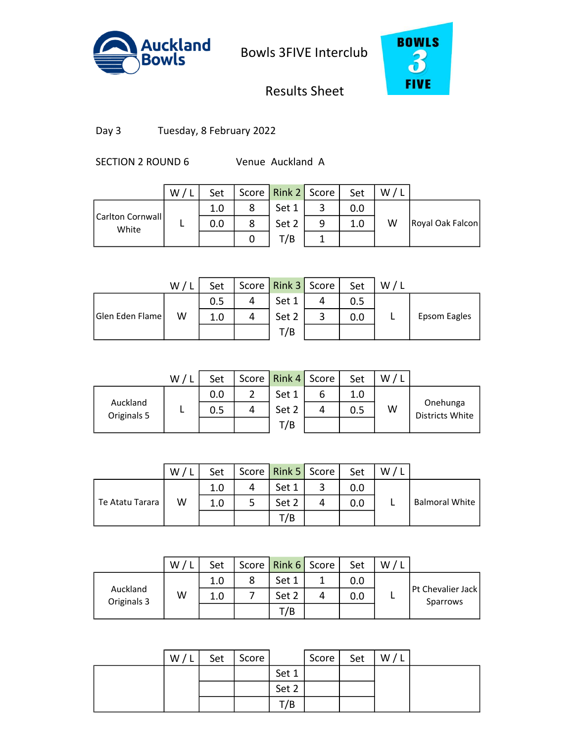Auckland Bowls

# Bowls 3FIVE Interclub

## Results Sheet

BOWLS 3 FIVE

Day 3 Tuesday, 8 February 2022

SECTION 2 ROUND 6 Venue Auckland A

| | W / L | Set | Score | Rink 2 | Score | Set | W / L | |
|---|---|---|---|---|---|---|---|---|
| Carlton Cornwall White | L | 1.0 | 8 | Set 1 | 3 | 0.0 | W | Royal Oak Falcon |
| | | 0.0 | 8 | Set 2 | 9 | 1.0 | | |
| | | | 0 | T/B | 1 | | | |

| | W / L | Set | Score | Rink 3 | Score | Set | W / L | |
|---|---|---|---|---|---|---|---|---|
| Glen Eden Flame | W | 0.5 | 4 | Set 1 | 4 | 0.5 | L | Epsom Eagles |
| | | 1.0 | 4 | Set 2 | 3 | 0.0 | | |
| | | | | T/B | | | | |

| | W / L | Set | Score | Rink 4 | Score | Set | W / L | |
|---|---|---|---|---|---|---|---|---|
| Auckland Originals 5 | L | 0.0 | 2 | Set 1 | 6 | 1.0 | W | Onehunga Districts White |
| | | 0.5 | 4 | Set 2 | 4 | 0.5 | | |
| | | | | T/B | | | | |

| | W / L | Set | Score | Rink 5 | Score | Set | W / L | |
|---|---|---|---|---|---|---|---|---|
| Te Atatu Tarara | W | 1.0 | 4 | Set 1 | 3 | 0.0 | L | Balmoral White |
| | | 1.0 | 5 | Set 2 | 4 | 0.0 | | |
| | | | | T/B | | | | |

| | W / L | Set | Score | Rink 6 | Score | Set | W / L | |
|---|---|---|---|---|---|---|---|---|
| Auckland Originals 3 | W | 1.0 | 8 | Set 1 | 1 | 0.0 | L | Pt Chevalier Jack Sparrows |
| | | 1.0 | 7 | Set 2 | 4 | 0.0 | | |
| | | | | T/B | | | | |

| | W / L | Set | Score | | Score | Set | W / L | |
|---|---|---|---|---|---|---|---|---|
| | | | | Set 1 | | | | |
| | | | | Set 2 | | | | |
| | | | | T/B | | | | |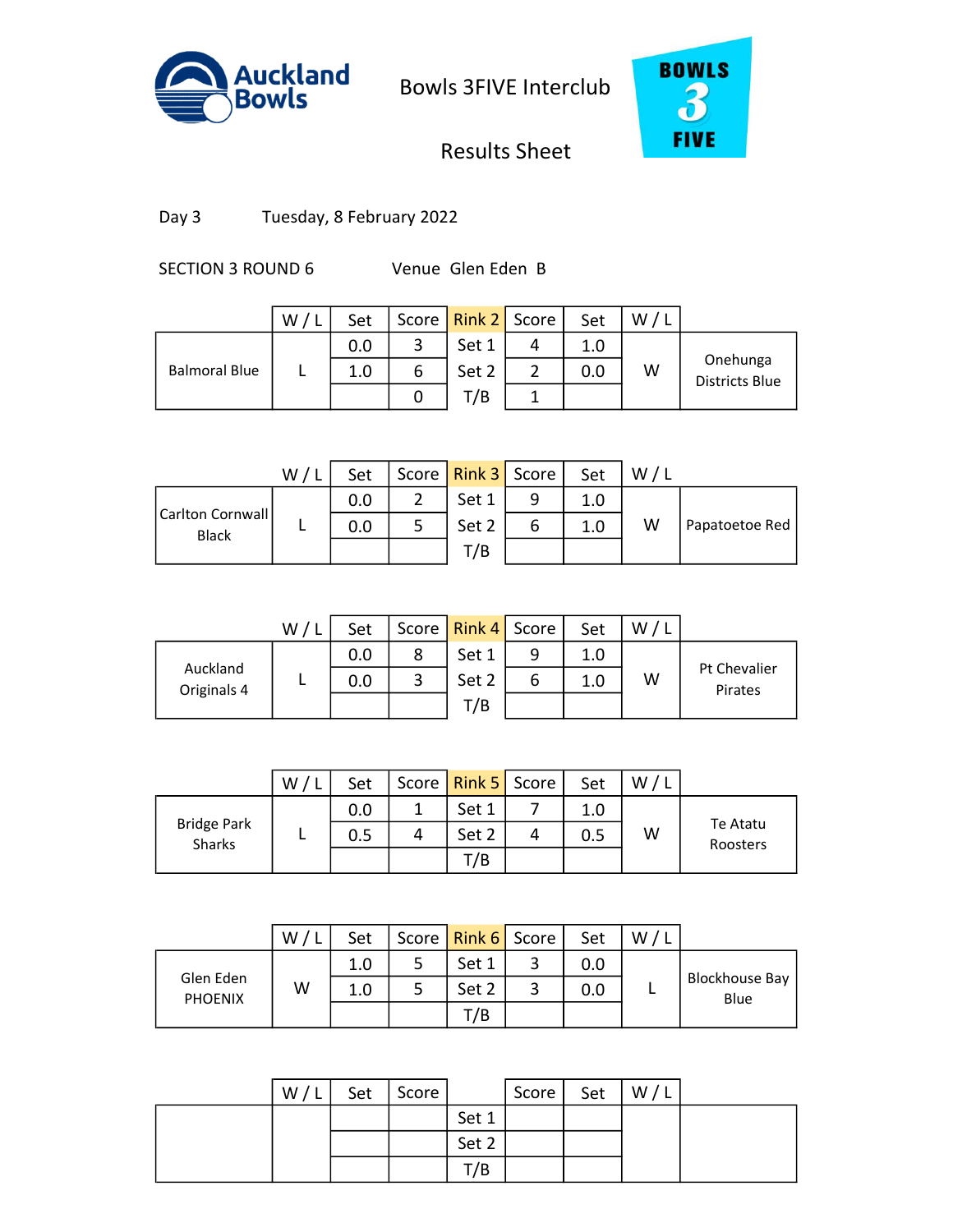Auckland Bowls

Bowls 3FIVE Interclub

Results Sheet

BOWLS 3 FIVE

Day 3 Tuesday, 8 February 2022

SECTION 3 ROUND 6 Venue Glen Eden B

| | W / L | Set | Score | Rink 2 | Score | Set | W / L | |
|---|---|---|---|---|---|---|---|---|
| Balmoral Blue | L | 0.0 | 3 | Set 1 | 4 | 1.0 | W | Onehunga Districts Blue |
| | | 1.0 | 6 | Set 2 | 2 | 0.0 | | |
| | | | 0 | T/B | 1 | | | |

| | W / L | Set | Score | Rink 3 | Score | Set | W / L | |
|---|---|---|---|---|---|---|---|---|
| Carlton Cornwall Black | L | 0.0 | 2 | Set 1 | 9 | 1.0 | W | Papatoetoe Red |
| | | 0.0 | 5 | Set 2 | 6 | 1.0 | | |
| | | | | T/B | | | | |

| | W / L | Set | Score | Rink 4 | Score | Set | W / L | |
|---|---|---|---|---|---|---|---|---|
| Auckland Originals 4 | L | 0.0 | 8 | Set 1 | 9 | 1.0 | W | Pt Chevalier Pirates |
| | | 0.0 | 3 | Set 2 | 6 | 1.0 | | |
| | | | | T/B | | | | |

| | W / L | Set | Score | Rink 5 | Score | Set | W / L | |
|---|---|---|---|---|---|---|---|---|
| Bridge Park Sharks | L | 0.0 | 1 | Set 1 | 7 | 1.0 | W | Te Atatu Roosters |
| | | 0.5 | 4 | Set 2 | 4 | 0.5 | | |
| | | | | T/B | | | | |

| | W / L | Set | Score | Rink 6 | Score | Set | W / L | |
|---|---|---|---|---|---|---|---|---|
| Glen Eden PHOENIX | W | 1.0 | 5 | Set 1 | 3 | 0.0 | L | Blockhouse Bay Blue |
| | | 1.0 | 5 | Set 2 | 3 | 0.0 | | |
| | | | | T/B | | | | |

| | W / L | Set | Score | | Score | Set | W / L | |
|---|---|---|---|---|---|---|---|---|
| | | | | Set 1 | | | | |
| | | | | Set 2 | | | | |
| | | | | T/B | | | | |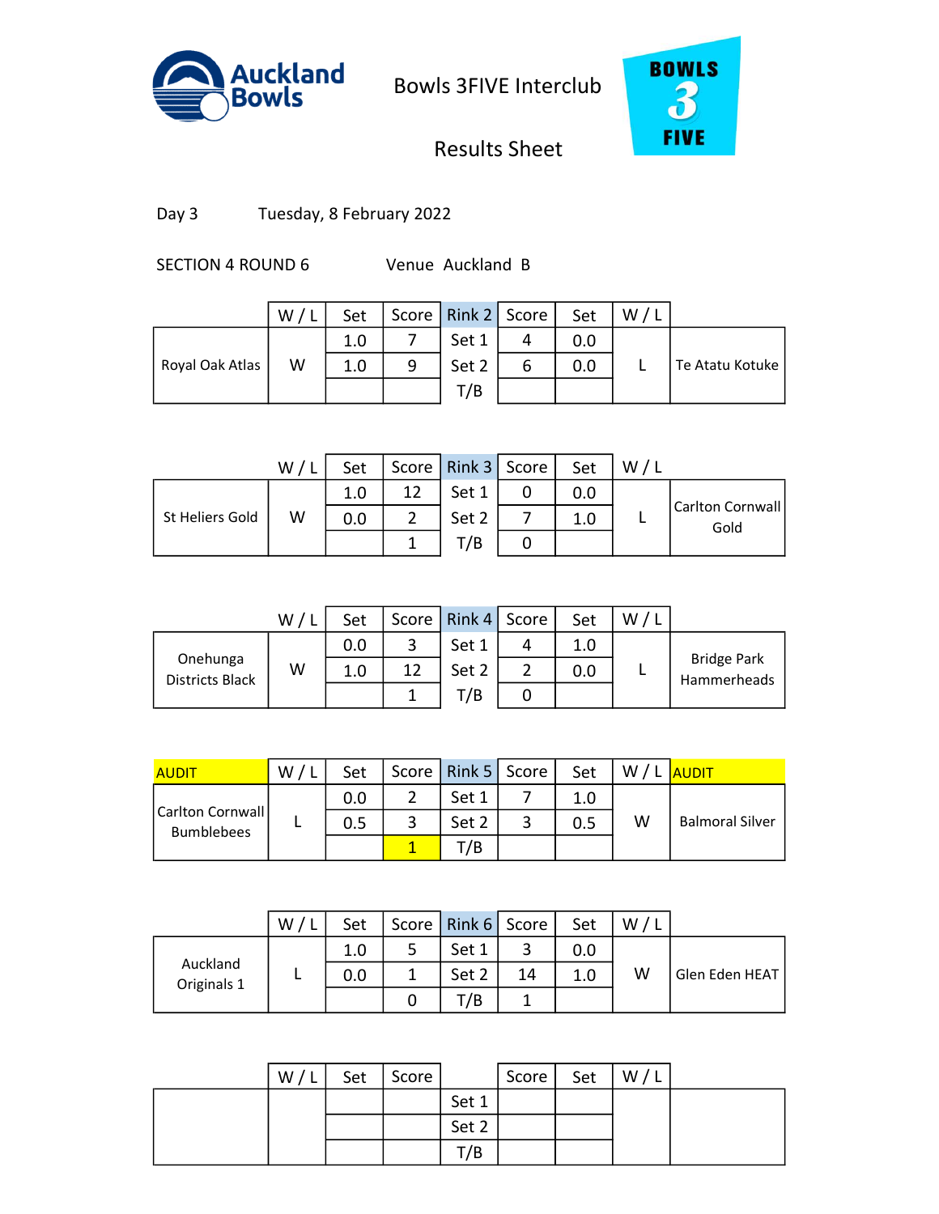Auckland Bowls

Bowls 3FIVE Interclub

Results Sheet

BOWLS 3 FIVE

Day 3 Tuesday, 8 February 2022

SECTION 4 ROUND 6 Venue Auckland B

| | W / L | Set | Score | Rink 2 | Score | Set | W / L | |
|---|---|---|---|---|---|---|---|---|
| Royal Oak Atlas | W | 1.0 | 7 | Set 1 | 4 | 0.0 | L | Te Atatu Kotuke |
| | | 1.0 | 9 | Set 2 | 6 | 0.0 | | |
| | | | | T/B | | | | |

| | W / L | Set | Score | Rink 3 | Score | Set | W / L | |
|---|---|---|---|---|---|---|---|---|
| St Heliers Gold | W | 1.0 | 12 | Set 1 | 0 | 0.0 | L | Carlton Cornwall Gold |
| | | 0.0 | 2 | Set 2 | 7 | 1.0 | | |
| | | | 1 | T/B | 0 | | | |

| | W / L | Set | Score | Rink 4 | Score | Set | W / L | |
|---|---|---|---|---|---|---|---|---|
| Onehunga Districts Black | W | 0.0 | 3 | Set 1 | 4 | 1.0 | L | Bridge Park Hammerheads |
| | | 1.0 | 12 | Set 2 | 2 | 0.0 | | |
| | | | 1 | T/B | 0 | | | |

| AUDIT | W / L | Set | Score | Rink 5 | Score | Set | W / L | AUDIT |
|---|---|---|---|---|---|---|---|---|
| Carlton Cornwall Bumblebees | L | 0.0 | 2 | Set 1 | 7 | 1.0 | W | Balmoral Silver |
| | | 0.5 | 3 | Set 2 | 3 | 0.5 | | |
| | | | 1 | T/B | | | | |

| | W / L | Set | Score | Rink 6 | Score | Set | W / L | |
|---|---|---|---|---|---|---|---|---|
| Auckland Originals 1 | L | 1.0 | 5 | Set 1 | 3 | 0.0 | W | Glen Eden HEAT |
| | | 0.0 | 1 | Set 2 | 14 | 1.0 | | |
| | | | 0 | T/B | 1 | | | |

| | W / L | Set | Score | | Score | Set | W / L | |
|---|---|---|---|---|---|---|---|---|
| | | | | Set 1 | | | | |
| | | | | Set 2 | | | | |
| | | | | T/B | | | | |